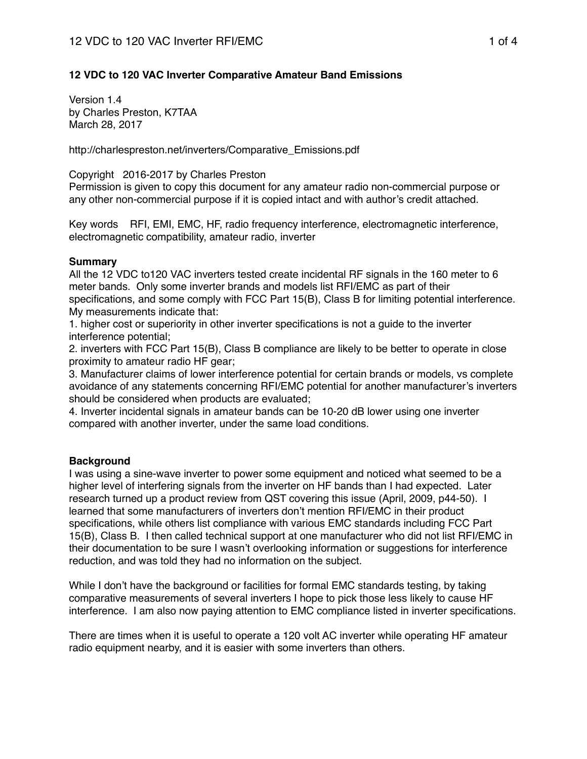# 12 VDC to 120 VAC Inverter Comparative Amateur Band Emissions

Version 1.4
by Charles Preston, K7TAA
March 28, 2017

http://charlespreston.net/inverters/Comparative_Emissions.pdf

Copyright 2016-2017 by Charles Preston
Permission is given to copy this document for any amateur radio non-commercial purpose or any other non-commercial purpose if it is copied intact and with author's credit attached.

Key words RFI, EMI, EMC, HF, radio frequency interference, electromagnetic interference, electromagnetic compatibility, amateur radio, inverter

## Summary

All the 12 VDC to120 VAC inverters tested create incidental RF signals in the 160 meter to 6 meter bands. Only some inverter brands and models list RFI/EMC as part of their specifications, and some comply with FCC Part 15(B), Class B for limiting potential interference. My measurements indicate that:

1. higher cost or superiority in other inverter specifications is not a guide to the inverter interference potential;
2. inverters with FCC Part 15(B), Class B compliance are likely to be better to operate in close proximity to amateur radio HF gear;
3. Manufacturer claims of lower interference potential for certain brands or models, vs complete avoidance of any statements concerning RFI/EMC potential for another manufacturer's inverters should be considered when products are evaluated;
4. Inverter incidental signals in amateur bands can be 10-20 dB lower using one inverter compared with another inverter, under the same load conditions.

## Background

I was using a sine-wave inverter to power some equipment and noticed what seemed to be a higher level of interfering signals from the inverter on HF bands than I had expected. Later research turned up a product review from QST covering this issue (April, 2009, p44-50). I learned that some manufacturers of inverters don't mention RFI/EMC in their product specifications, while others list compliance with various EMC standards including FCC Part 15(B), Class B. I then called technical support at one manufacturer who did not list RFI/EMC in their documentation to be sure I wasn't overlooking information or suggestions for interference reduction, and was told they had no information on the subject.

While I don't have the background or facilities for formal EMC standards testing, by taking comparative measurements of several inverters I hope to pick those less likely to cause HF interference. I am also now paying attention to EMC compliance listed in inverter specifications.

There are times when it is useful to operate a 120 volt AC inverter while operating HF amateur radio equipment nearby, and it is easier with some inverters than others.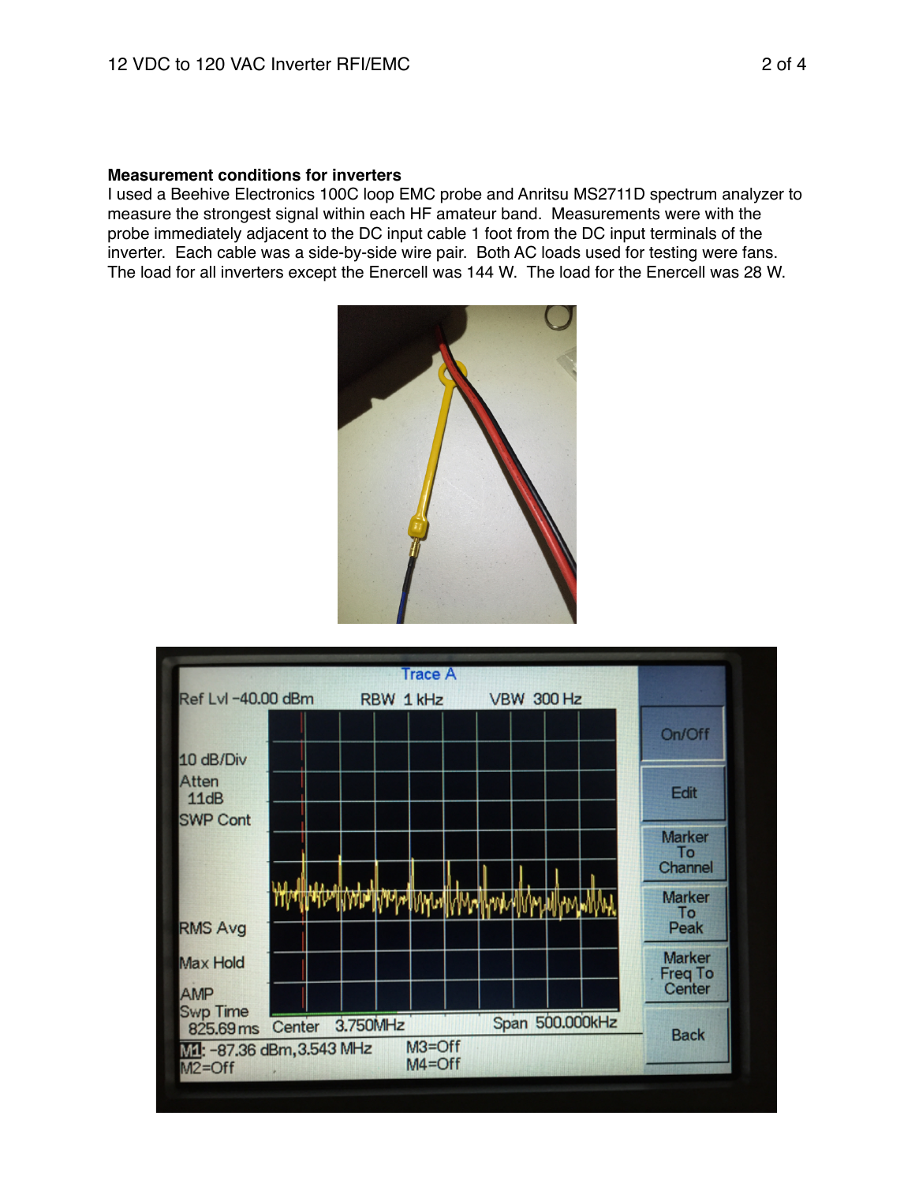**Measurement conditions for inverters**

I used a Beehive Electronics 100C loop EMC probe and Anritsu MS2711D spectrum analyzer to measure the strongest signal within each HF amateur band. Measurements were with the probe immediately adjacent to the DC input cable 1 foot from the DC input terminals of the inverter. Each cable was a side-by-side wire pair. Both AC loads used for testing were fans. The load for all inverters except the Enercell was 144 W. The load for the Enercell was 28 W.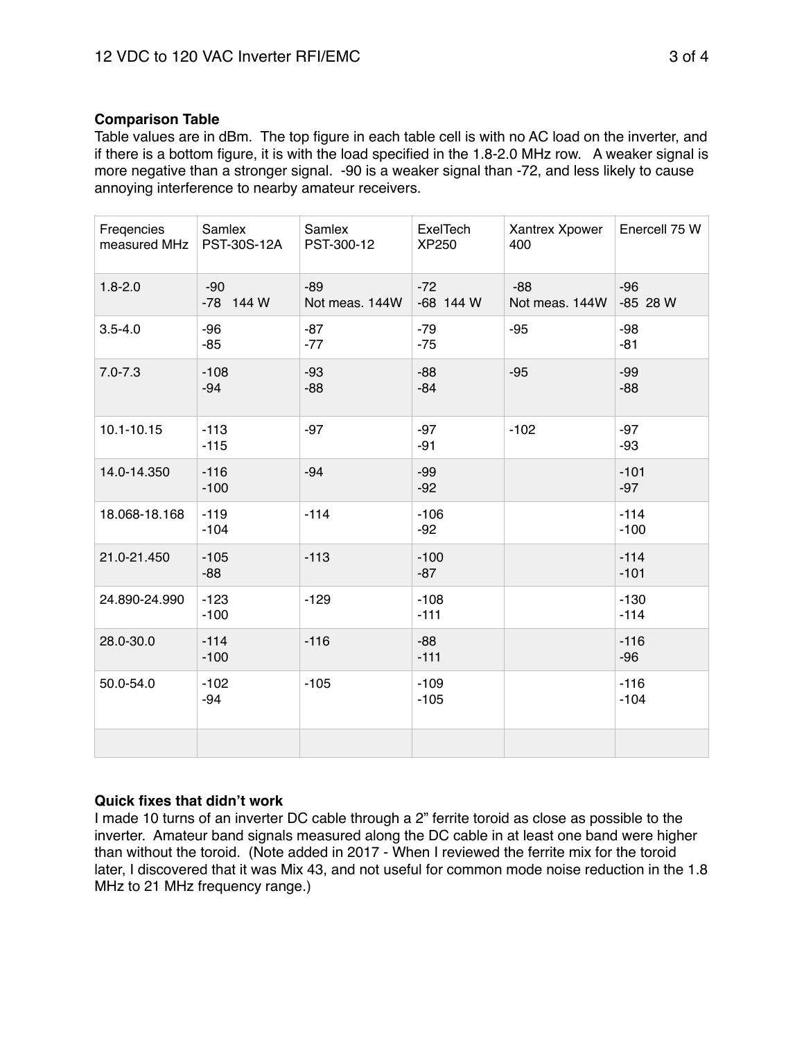**Comparison Table**

Table values are in dBm. The top figure in each table cell is with no AC load on the inverter, and if there is a bottom figure, it is with the load specified in the 1.8-2.0 MHz row. A weaker signal is more negative than a stronger signal. -90 is a weaker signal than -72, and less likely to cause annoying interference to nearby amateur receivers.

| Freqencies measured MHz | Samlex PST-30S-12A | Samlex PST-300-12 | ExelTech XP250 | Xantrex Xpower 400 | Enercell 75 W |
|---|---|---|---|---|---|
| 1.8-2.0 | -90<br>-78 144 W | -89<br>Not meas. 144W | -72<br>-68 144 W | -88<br>Not meas. 144W | -96<br>-85 28 W |
| 3.5-4.0 | -96<br>-85 | -87<br>-77 | -79<br>-75 | -95 | -98<br>-81 |
| 7.0-7.3 | -108<br>-94 | -93<br>-88 | -88<br>-84 | -95 | -99<br>-88 |
| 10.1-10.15 | -113<br>-115 | -97 | -97<br>-91 | -102 | -97<br>-93 |
| 14.0-14.350 | -116<br>-100 | -94 | -99<br>-92 | | -101<br>-97 |
| 18.068-18.168 | -119<br>-104 | -114 | -106<br>-92 | | -114<br>-100 |
| 21.0-21.450 | -105<br>-88 | -113 | -100<br>-87 | | -114<br>-101 |
| 24.890-24.990 | -123<br>-100 | -129 | -108<br>-111 | | -130<br>-114 |
| 28.0-30.0 | -114<br>-100 | -116 | -88<br>-111 | | -116<br>-96 |
| 50.0-54.0 | -102<br>-94 | -105 | -109<br>-105 | | -116<br>-104 |
| | | | | | |

**Quick fixes that didn't work**

I made 10 turns of an inverter DC cable through a 2" ferrite toroid as close as possible to the inverter. Amateur band signals measured along the DC cable in at least one band were higher than without the toroid. (Note added in 2017 - When I reviewed the ferrite mix for the toroid later, I discovered that it was Mix 43, and not useful for common mode noise reduction in the 1.8 MHz to 21 MHz frequency range.)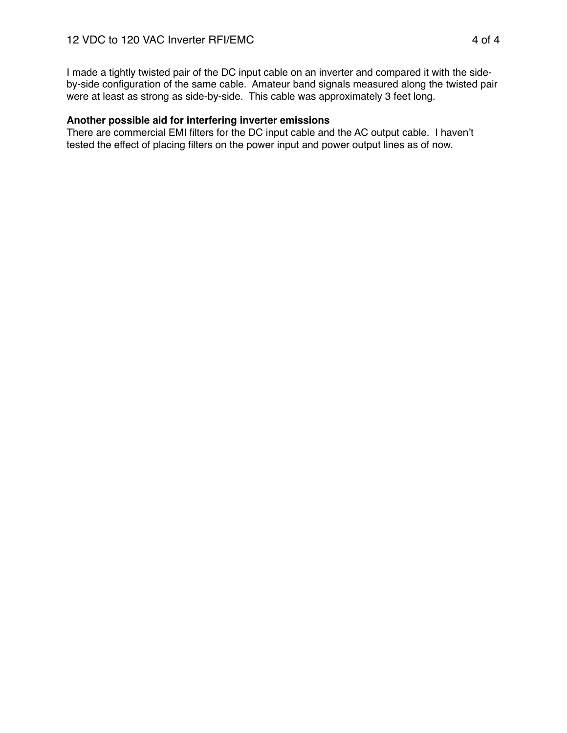I made a tightly twisted pair of the DC input cable on an inverter and compared it with the side-by-side configuration of the same cable. Amateur band signals measured along the twisted pair were at least as strong as side-by-side. This cable was approximately 3 feet long.

**Another possible aid for interfering inverter emissions**

There are commercial EMI filters for the DC input cable and the AC output cable. I haven't tested the effect of placing filters on the power input and power output lines as of now.